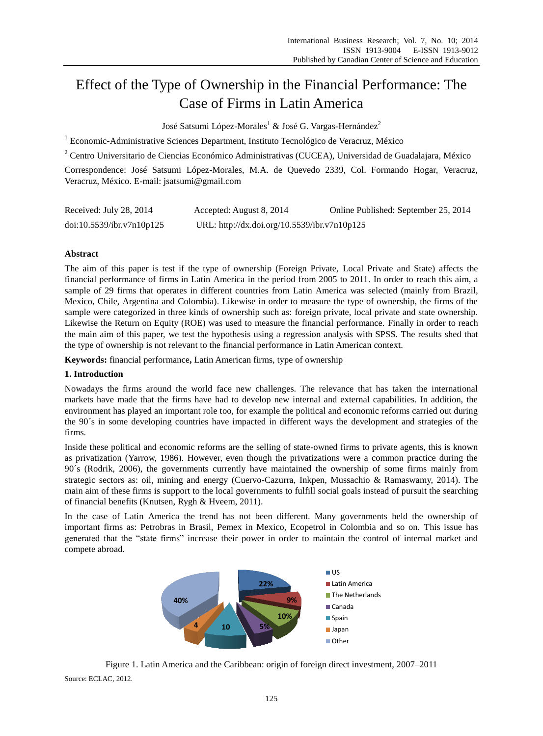# Effect of the Type of Ownership in the Financial Performance: The Case of Firms in Latin America

José Satsumi López-Morales[1] & José G. Vargas-Hernández[2]

[1] Economic-Administrative Sciences Department, Instituto Tecnológico de Veracruz, México

[2] Centro Universitario de Ciencias Económico Administrativas (CUCEA), Universidad de Guadalajara, México

Correspondence: José Satsumi López-Morales, M.A. de Quevedo 2339, Col. Formando Hogar, Veracruz, Veracruz, México. E-mail: jsatsumi@gmail.com

Received: July 28, 2014 Accepted: August 8, 2014 Online Published: September 25, 2014

doi:10.5539/ibr.v7n10p125 URL: http://dx.doi.org/10.5539/ibr.v7n10p125

## Abstract

The aim of this paper is test if the type of ownership (Foreign Private, Local Private and State) affects the financial performance of firms in Latin America in the period from 2005 to 2011. In order to reach this aim, a sample of 29 firms that operates in different countries from Latin America was selected (mainly from Brazil, Mexico, Chile, Argentina and Colombia). Likewise in order to measure the type of ownership, the firms of the sample were categorized in three kinds of ownership such as: foreign private, local private and state ownership. Likewise the Return on Equity (ROE) was used to measure the financial performance. Finally in order to reach the main aim of this paper, we test the hypothesis using a regression analysis with SPSS. The results shed that the type of ownership is not relevant to the financial performance in Latin American context.

**Keywords:** financial performance**,** Latin American firms, type of ownership

## 1. Introduction

Nowadays the firms around the world face new challenges. The relevance that has taken the international markets have made that the firms have had to develop new internal and external capabilities. In addition, the environment has played an important role too, for example the political and economic reforms carried out during the 90´s in some developing countries have impacted in different ways the development and strategies of the firms.

Inside these political and economic reforms are the selling of state-owned firms to private agents, this is known as privatization (Yarrow, 1986). However, even though the privatizations were a common practice during the 90´s (Rodrik, 2006), the governments currently have maintained the ownership of some firms mainly from strategic sectors as: oil, mining and energy (Cuervo-Cazurra, Inkpen, Mussachio & Ramaswamy, 2014). The main aim of these firms is support to the local governments to fulfill social goals instead of pursuit the searching of financial benefits (Knutsen, Rygh & Hveem, 2011).

In the case of Latin America the trend has not been different. Many governments held the ownership of important firms as: Petrobras in Brasil, Pemex in Mexico, Ecopetrol in Colombia and so on. This issue has generated that the "state firms" increase their power in order to maintain the control of internal market and compete abroad.

Figure 1. Latin America and the Caribbean: origin of foreign direct investment, 2007–2011

Source: ECLAC, 2012.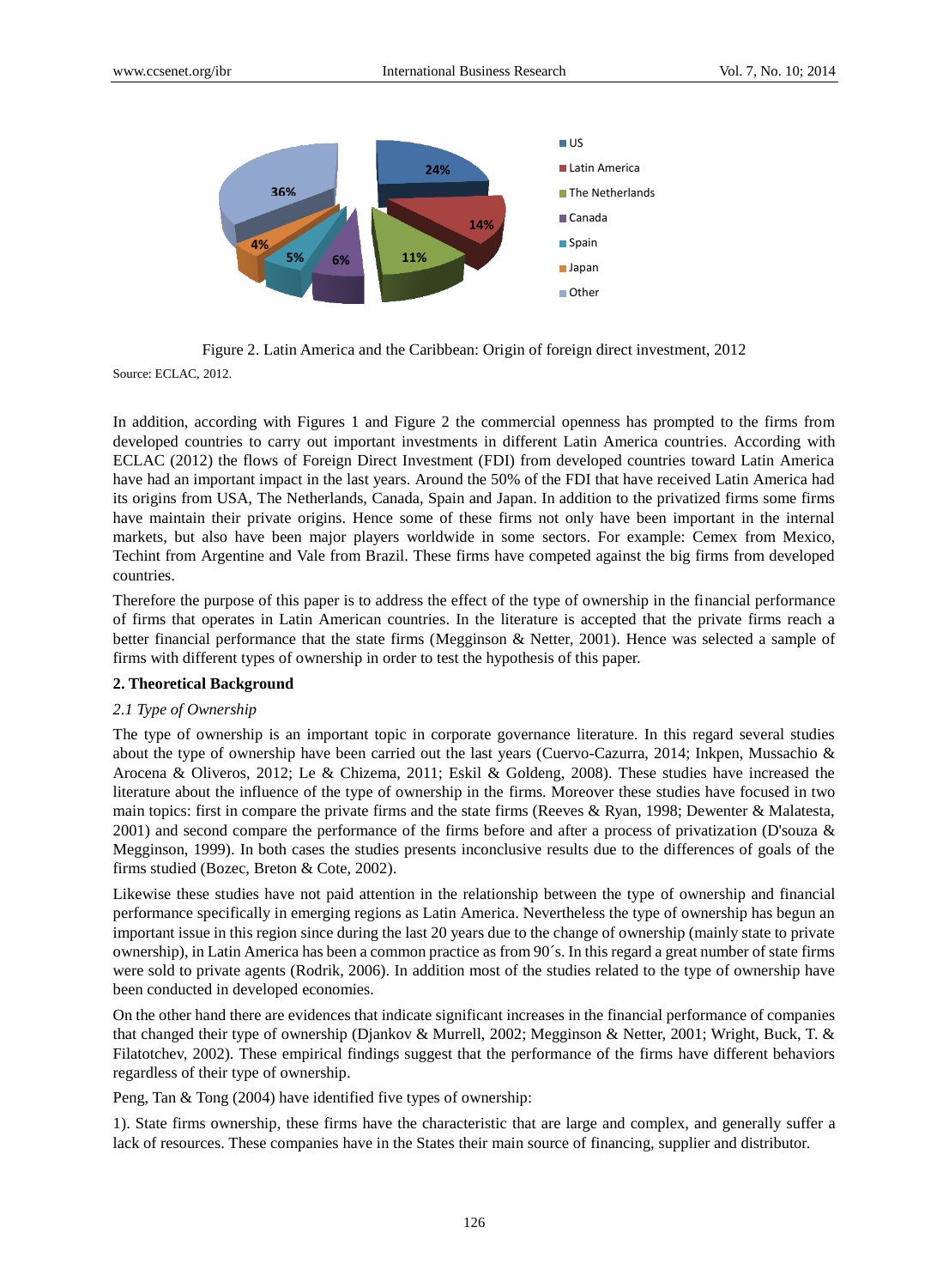Figure 2. Latin America and the Caribbean: Origin of foreign direct investment, 2012

Source: ECLAC, 2012.

In addition, according with Figures 1 and Figure 2 the commercial openness has prompted to the firms from developed countries to carry out important investments in different Latin America countries. According with ECLAC (2012) the flows of Foreign Direct Investment (FDI) from developed countries toward Latin America have had an important impact in the last years. Around the 50% of the FDI that have received Latin America had its origins from USA, The Netherlands, Canada, Spain and Japan. In addition to the privatized firms some firms have maintain their private origins. Hence some of these firms not only have been important in the internal markets, but also have been major players worldwide in some sectors. For example: Cemex from Mexico, Techint from Argentine and Vale from Brazil. These firms have competed against the big firms from developed countries.

Therefore the purpose of this paper is to address the effect of the type of ownership in the financial performance of firms that operates in Latin American countries. In the literature is accepted that the private firms reach a better financial performance that the state firms (Megginson & Netter, 2001). Hence was selected a sample of firms with different types of ownership in order to test the hypothesis of this paper.

## 2. Theoretical Background

### *2.1 Type of Ownership*

The type of ownership is an important topic in corporate governance literature. In this regard several studies about the type of ownership have been carried out the last years (Cuervo-Cazurra, 2014; Inkpen, Mussachio & Arocena & Oliveros, 2012; Le & Chizema, 2011; Eskil & Goldeng, 2008). These studies have increased the literature about the influence of the type of ownership in the firms. Moreover these studies have focused in two main topics: first in compare the private firms and the state firms (Reeves & Ryan, 1998; Dewenter & Malatesta, 2001) and second compare the performance of the firms before and after a process of privatization (D'souza & Megginson, 1999). In both cases the studies presents inconclusive results due to the differences of goals of the firms studied (Bozec, Breton & Cote, 2002).

Likewise these studies have not paid attention in the relationship between the type of ownership and financial performance specifically in emerging regions as Latin America. Nevertheless the type of ownership has begun an important issue in this region since during the last 20 years due to the change of ownership (mainly state to private ownership), in Latin America has been a common practice as from 90´s. In this regard a great number of state firms were sold to private agents (Rodrik, 2006). In addition most of the studies related to the type of ownership have been conducted in developed economies.

On the other hand there are evidences that indicate significant increases in the financial performance of companies that changed their type of ownership (Djankov & Murrell, 2002; Megginson & Netter, 2001; Wright, Buck, T. & Filatotchev, 2002). These empirical findings suggest that the performance of the firms have different behaviors regardless of their type of ownership.

Peng, Tan & Tong (2004) have identified five types of ownership:

1). State firms ownership, these firms have the characteristic that are large and complex, and generally suffer a lack of resources. These companies have in the States their main source of financing, supplier and distributor.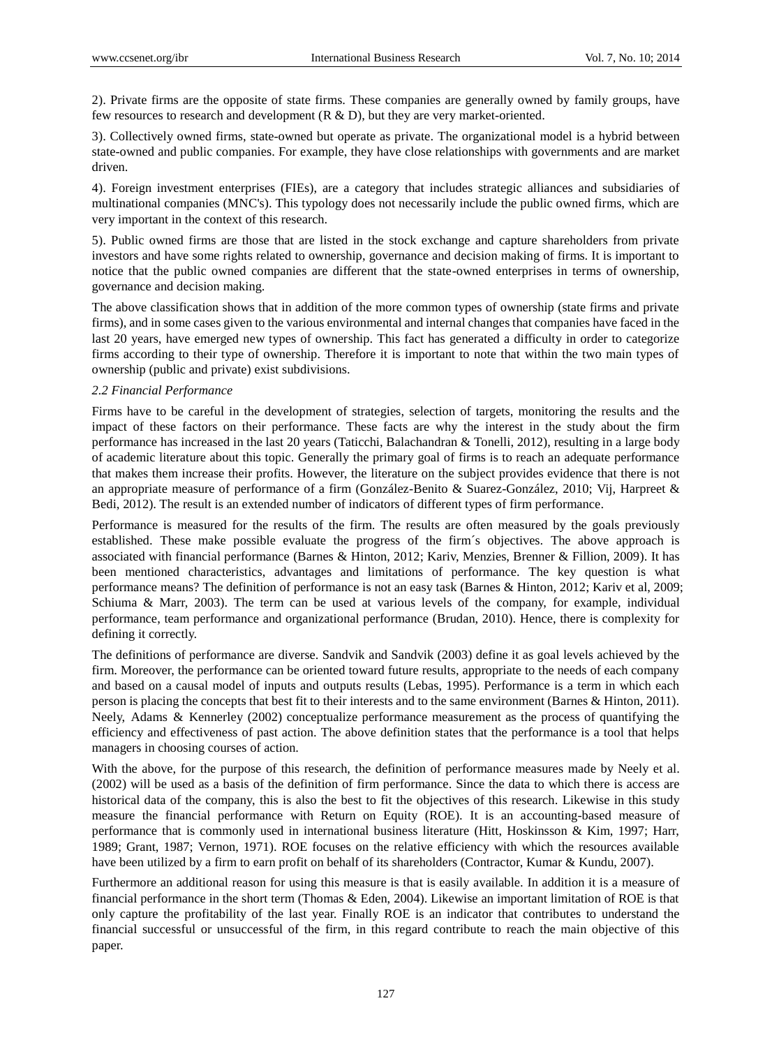2). Private firms are the opposite of state firms. These companies are generally owned by family groups, have few resources to research and development (R & D), but they are very market-oriented.

3). Collectively owned firms, state-owned but operate as private. The organizational model is a hybrid between state-owned and public companies. For example, they have close relationships with governments and are market driven.

4). Foreign investment enterprises (FIEs), are a category that includes strategic alliances and subsidiaries of multinational companies (MNC's). This typology does not necessarily include the public owned firms, which are very important in the context of this research.

5). Public owned firms are those that are listed in the stock exchange and capture shareholders from private investors and have some rights related to ownership, governance and decision making of firms. It is important to notice that the public owned companies are different that the state-owned enterprises in terms of ownership, governance and decision making.

The above classification shows that in addition of the more common types of ownership (state firms and private firms), and in some cases given to the various environmental and internal changes that companies have faced in the last 20 years, have emerged new types of ownership. This fact has generated a difficulty in order to categorize firms according to their type of ownership. Therefore it is important to note that within the two main types of ownership (public and private) exist subdivisions.

### *2.2 Financial Performance*

Firms have to be careful in the development of strategies, selection of targets, monitoring the results and the impact of these factors on their performance. These facts are why the interest in the study about the firm performance has increased in the last 20 years (Taticchi, Balachandran & Tonelli, 2012), resulting in a large body of academic literature about this topic. Generally the primary goal of firms is to reach an adequate performance that makes them increase their profits. However, the literature on the subject provides evidence that there is not an appropriate measure of performance of a firm (González-Benito & Suarez-González, 2010; Vij, Harpreet & Bedi, 2012). The result is an extended number of indicators of different types of firm performance.

Performance is measured for the results of the firm. The results are often measured by the goals previously established. These make possible evaluate the progress of the firm´s objectives. The above approach is associated with financial performance (Barnes & Hinton, 2012; Kariv, Menzies, Brenner & Fillion, 2009). It has been mentioned characteristics, advantages and limitations of performance. The key question is what performance means? The definition of performance is not an easy task (Barnes & Hinton, 2012; Kariv et al, 2009; Schiuma & Marr, 2003). The term can be used at various levels of the company, for example, individual performance, team performance and organizational performance (Brudan, 2010). Hence, there is complexity for defining it correctly.

The definitions of performance are diverse. Sandvik and Sandvik (2003) define it as goal levels achieved by the firm. Moreover, the performance can be oriented toward future results, appropriate to the needs of each company and based on a causal model of inputs and outputs results (Lebas, 1995). Performance is a term in which each person is placing the concepts that best fit to their interests and to the same environment (Barnes & Hinton, 2011). Neely, Adams & Kennerley (2002) conceptualize performance measurement as the process of quantifying the efficiency and effectiveness of past action. The above definition states that the performance is a tool that helps managers in choosing courses of action.

With the above, for the purpose of this research, the definition of performance measures made by Neely et al. (2002) will be used as a basis of the definition of firm performance. Since the data to which there is access are historical data of the company, this is also the best to fit the objectives of this research. Likewise in this study measure the financial performance with Return on Equity (ROE). It is an accounting-based measure of performance that is commonly used in international business literature (Hitt, Hoskinsson & Kim, 1997; Harr, 1989; Grant, 1987; Vernon, 1971). ROE focuses on the relative efficiency with which the resources available have been utilized by a firm to earn profit on behalf of its shareholders (Contractor, Kumar & Kundu, 2007).

Furthermore an additional reason for using this measure is that is easily available. In addition it is a measure of financial performance in the short term (Thomas & Eden, 2004). Likewise an important limitation of ROE is that only capture the profitability of the last year. Finally ROE is an indicator that contributes to understand the financial successful or unsuccessful of the firm, in this regard contribute to reach the main objective of this paper.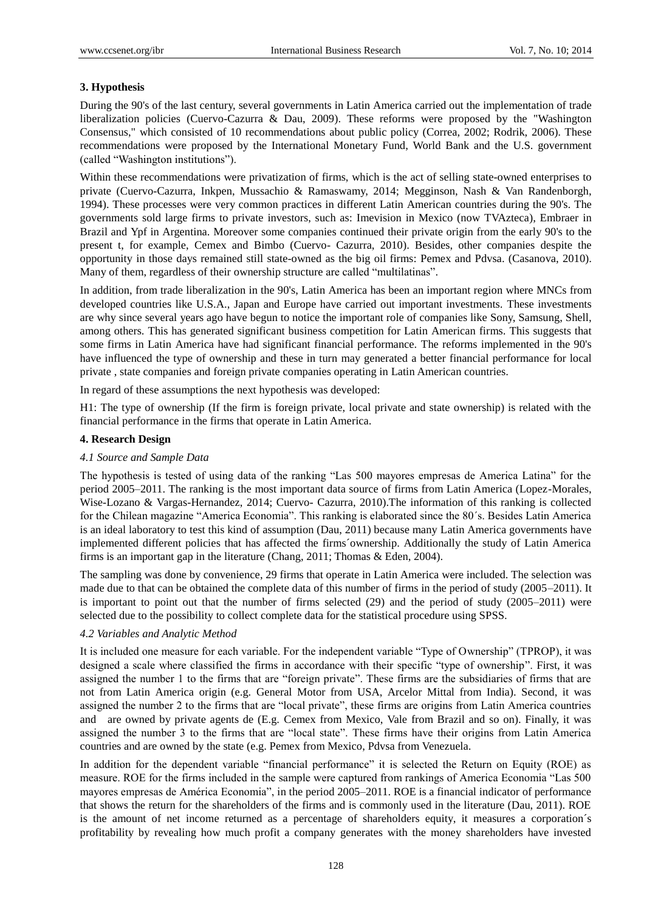## 3. Hypothesis

During the 90's of the last century, several governments in Latin America carried out the implementation of trade liberalization policies (Cuervo-Cazurra & Dau, 2009). These reforms were proposed by the "Washington Consensus," which consisted of 10 recommendations about public policy (Correa, 2002; Rodrik, 2006). These recommendations were proposed by the International Monetary Fund, World Bank and the U.S. government (called "Washington institutions").

Within these recommendations were privatization of firms, which is the act of selling state-owned enterprises to private (Cuervo-Cazurra, Inkpen, Mussachio & Ramaswamy, 2014; Megginson, Nash & Van Randenborgh, 1994). These processes were very common practices in different Latin American countries during the 90's. The governments sold large firms to private investors, such as: Imevision in Mexico (now TVAzteca), Embraer in Brazil and Ypf in Argentina. Moreover some companies continued their private origin from the early 90's to the present t, for example, Cemex and Bimbo (Cuervo- Cazurra, 2010). Besides, other companies despite the opportunity in those days remained still state-owned as the big oil firms: Pemex and Pdvsa. (Casanova, 2010). Many of them, regardless of their ownership structure are called "multilatinas".

In addition, from trade liberalization in the 90's, Latin America has been an important region where MNCs from developed countries like U.S.A., Japan and Europe have carried out important investments. These investments are why since several years ago have begun to notice the important role of companies like Sony, Samsung, Shell, among others. This has generated significant business competition for Latin American firms. This suggests that some firms in Latin America have had significant financial performance. The reforms implemented in the 90's have influenced the type of ownership and these in turn may generated a better financial performance for local private , state companies and foreign private companies operating in Latin American countries.

In regard of these assumptions the next hypothesis was developed:

H1: The type of ownership (If the firm is foreign private, local private and state ownership) is related with the financial performance in the firms that operate in Latin America.

## 4. Research Design

### *4.1 Source and Sample Data*

The hypothesis is tested of using data of the ranking "Las 500 mayores empresas de America Latina" for the period 2005–2011. The ranking is the most important data source of firms from Latin America (Lopez-Morales, Wise-Lozano & Vargas-Hernandez, 2014; Cuervo- Cazurra, 2010).The information of this ranking is collected for the Chilean magazine "America Economia". This ranking is elaborated since the 80´s. Besides Latin America is an ideal laboratory to test this kind of assumption (Dau, 2011) because many Latin America governments have implemented different policies that has affected the firms´ownership. Additionally the study of Latin America firms is an important gap in the literature (Chang, 2011; Thomas & Eden, 2004).

The sampling was done by convenience, 29 firms that operate in Latin America were included. The selection was made due to that can be obtained the complete data of this number of firms in the period of study (2005–2011). It is important to point out that the number of firms selected (29) and the period of study (2005–2011) were selected due to the possibility to collect complete data for the statistical procedure using SPSS.

### *4.2 Variables and Analytic Method*

It is included one measure for each variable. For the independent variable "Type of Ownership" (TPROP), it was designed a scale where classified the firms in accordance with their specific "type of ownership". First, it was assigned the number 1 to the firms that are "foreign private". These firms are the subsidiaries of firms that are not from Latin America origin (e.g. General Motor from USA, Arcelor Mittal from India). Second, it was assigned the number 2 to the firms that are "local private", these firms are origins from Latin America countries and are owned by private agents de (E.g. Cemex from Mexico, Vale from Brazil and so on). Finally, it was assigned the number 3 to the firms that are "local state". These firms have their origins from Latin America countries and are owned by the state (e.g. Pemex from Mexico, Pdvsa from Venezuela.

In addition for the dependent variable "financial performance" it is selected the Return on Equity (ROE) as measure. ROE for the firms included in the sample were captured from rankings of America Economia "Las 500 mayores empresas de América Economia", in the period 2005–2011. ROE is a financial indicator of performance that shows the return for the shareholders of the firms and is commonly used in the literature (Dau, 2011). ROE is the amount of net income returned as a percentage of shareholders equity, it measures a corporation´s profitability by revealing how much profit a company generates with the money shareholders have invested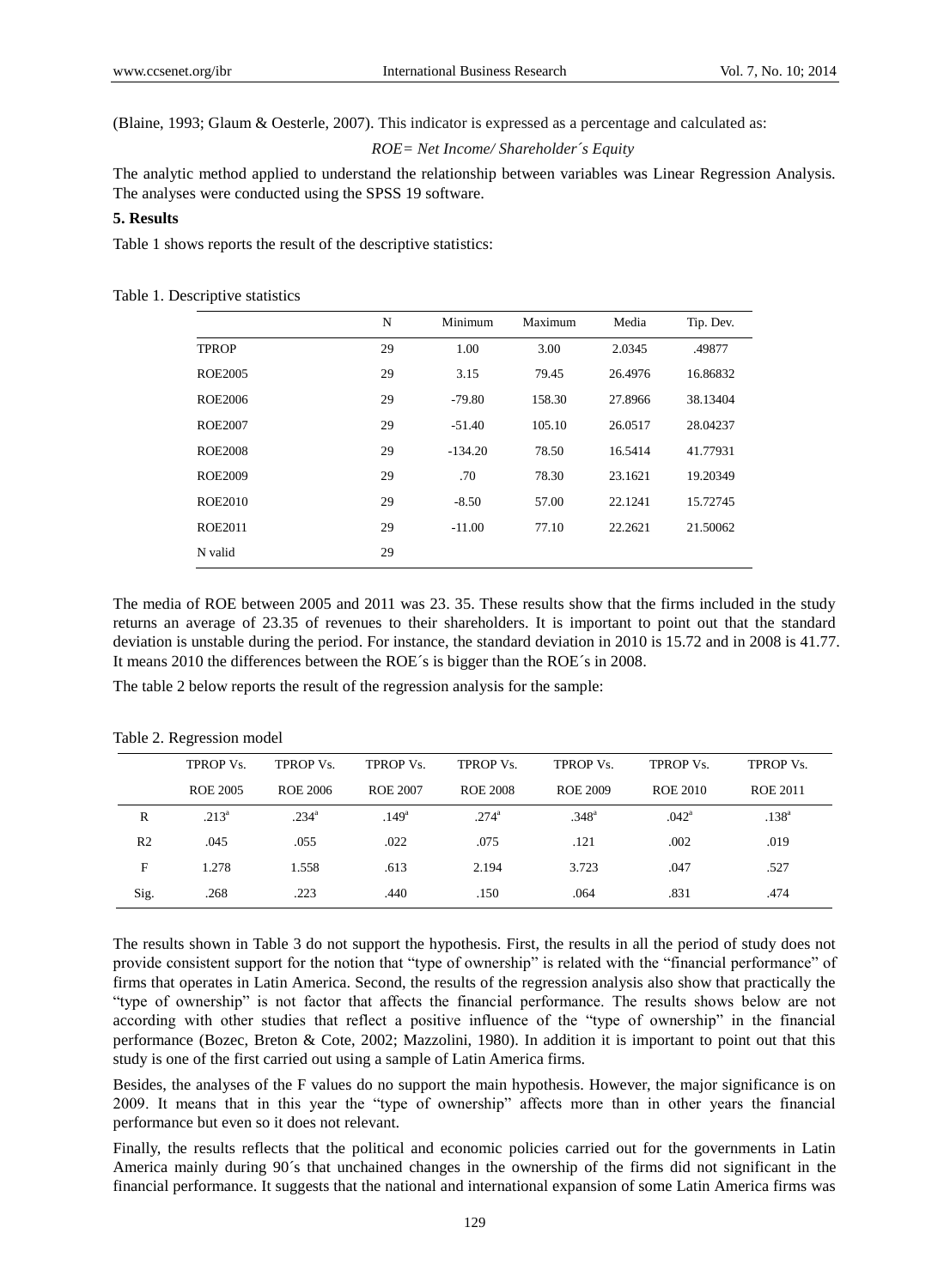(Blaine, 1993; Glaum & Oesterle, 2007). This indicator is expressed as a percentage and calculated as:

*ROE= Net Income/ Shareholder´s Equity*

The analytic method applied to understand the relationship between variables was Linear Regression Analysis. The analyses were conducted using the SPSS 19 software.

**5. Results**

Table 1 shows reports the result of the descriptive statistics:

Table 1. Descriptive statistics

| | N | Minimum | Maximum | Media | Tip. Dev. |
|---|---|---|---|---|---|
| TPROP | 29 | 1.00 | 3.00 | 2.0345 | .49877 |
| ROE2005 | 29 | 3.15 | 79.45 | 26.4976 | 16.86832 |
| ROE2006 | 29 | -79.80 | 158.30 | 27.8966 | 38.13404 |
| ROE2007 | 29 | -51.40 | 105.10 | 26.0517 | 28.04237 |
| ROE2008 | 29 | -134.20 | 78.50 | 16.5414 | 41.77931 |
| ROE2009 | 29 | .70 | 78.30 | 23.1621 | 19.20349 |
| ROE2010 | 29 | -8.50 | 57.00 | 22.1241 | 15.72745 |
| ROE2011 | 29 | -11.00 | 77.10 | 22.2621 | 21.50062 |
| N valid | 29 | | | | |

The media of ROE between 2005 and 2011 was 23. 35. These results show that the firms included in the study returns an average of 23.35 of revenues to their shareholders. It is important to point out that the standard deviation is unstable during the period. For instance, the standard deviation in 2010 is 15.72 and in 2008 is 41.77. It means 2010 the differences between the ROE´s is bigger than the ROE´s in 2008.

The table 2 below reports the result of the regression analysis for the sample:

Table 2. Regression model

| | TPROP Vs. ROE 2005 | TPROP Vs. ROE 2006 | TPROP Vs. ROE 2007 | TPROP Vs. ROE 2008 | TPROP Vs. ROE 2009 | TPROP Vs. ROE 2010 | TPROP Vs. ROE 2011 |
|---|---|---|---|---|---|---|---|
| R | .213[a] | .234[a] | .149[a] | .274[a] | .348[a] | .042[a] | .138[a] |
| R2 | .045 | .055 | .022 | .075 | .121 | .002 | .019 |
| F | 1.278 | 1.558 | .613 | 2.194 | 3.723 | .047 | .527 |
| Sig. | .268 | .223 | .440 | .150 | .064 | .831 | .474 |

The results shown in Table 3 do not support the hypothesis. First, the results in all the period of study does not provide consistent support for the notion that "type of ownership" is related with the "financial performance" of firms that operates in Latin America. Second, the results of the regression analysis also show that practically the "type of ownership" is not factor that affects the financial performance. The results shows below are not according with other studies that reflect a positive influence of the "type of ownership" in the financial performance (Bozec, Breton & Cote, 2002; Mazzolini, 1980). In addition it is important to point out that this study is one of the first carried out using a sample of Latin America firms.

Besides, the analyses of the F values do no support the main hypothesis. However, the major significance is on 2009. It means that in this year the "type of ownership" affects more than in other years the financial performance but even so it does not relevant.

Finally, the results reflects that the political and economic policies carried out for the governments in Latin America mainly during 90´s that unchained changes in the ownership of the firms did not significant in the financial performance. It suggests that the national and international expansion of some Latin America firms was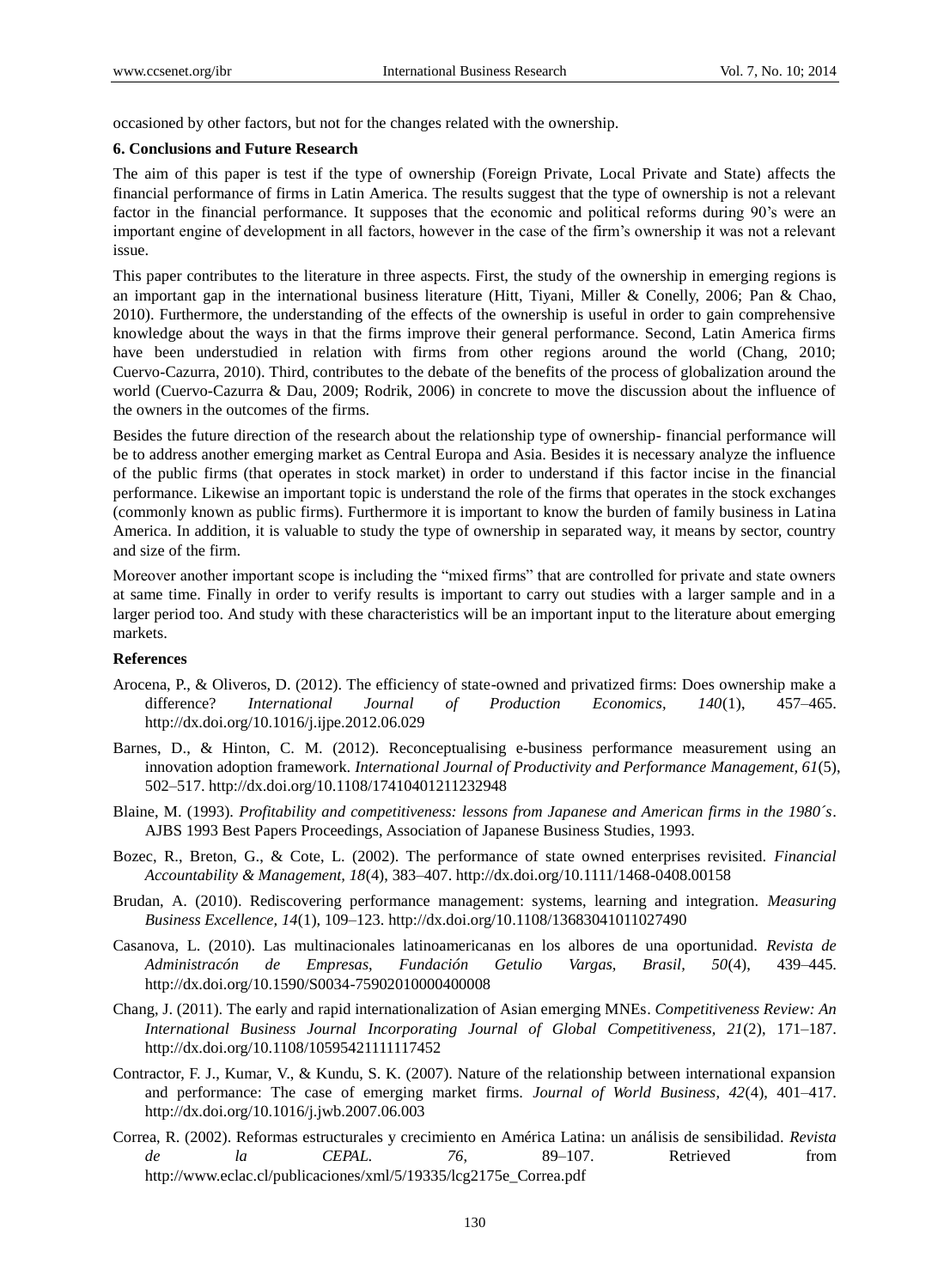occasioned by other factors, but not for the changes related with the ownership.

### 6. Conclusions and Future Research

The aim of this paper is test if the type of ownership (Foreign Private, Local Private and State) affects the financial performance of firms in Latin America. The results suggest that the type of ownership is not a relevant factor in the financial performance. It supposes that the economic and political reforms during 90's were an important engine of development in all factors, however in the case of the firm's ownership it was not a relevant issue.

This paper contributes to the literature in three aspects. First, the study of the ownership in emerging regions is an important gap in the international business literature (Hitt, Tiyani, Miller & Conelly, 2006; Pan & Chao, 2010). Furthermore, the understanding of the effects of the ownership is useful in order to gain comprehensive knowledge about the ways in that the firms improve their general performance. Second, Latin America firms have been understudied in relation with firms from other regions around the world (Chang, 2010; Cuervo-Cazurra, 2010). Third, contributes to the debate of the benefits of the process of globalization around the world (Cuervo-Cazurra & Dau, 2009; Rodrik, 2006) in concrete to move the discussion about the influence of the owners in the outcomes of the firms.

Besides the future direction of the research about the relationship type of ownership- financial performance will be to address another emerging market as Central Europa and Asia. Besides it is necessary analyze the influence of the public firms (that operates in stock market) in order to understand if this factor incise in the financial performance. Likewise an important topic is understand the role of the firms that operates in the stock exchanges (commonly known as public firms). Furthermore it is important to know the burden of family business in Latina America. In addition, it is valuable to study the type of ownership in separated way, it means by sector, country and size of the firm.

Moreover another important scope is including the "mixed firms" that are controlled for private and state owners at same time. Finally in order to verify results is important to carry out studies with a larger sample and in a larger period too. And study with these characteristics will be an important input to the literature about emerging markets.

### References

Arocena, P., & Oliveros, D. (2012). The efficiency of state-owned and privatized firms: Does ownership make a difference? *International Journal of Production Economics, 140*(1), 457–465. http://dx.doi.org/10.1016/j.ijpe.2012.06.029

Barnes, D., & Hinton, C. M. (2012). Reconceptualising e-business performance measurement using an innovation adoption framework. *International Journal of Productivity and Performance Management, 61*(5), 502–517. http://dx.doi.org/10.1108/17410401211232948

Blaine, M. (1993). *Profitability and competitiveness: lessons from Japanese and American firms in the 1980´s*. AJBS 1993 Best Papers Proceedings, Association of Japanese Business Studies, 1993.

Bozec, R., Breton, G., & Cote, L. (2002). The performance of state owned enterprises revisited. *Financial Accountability & Management, 18*(4), 383–407. http://dx.doi.org/10.1111/1468-0408.00158

Brudan, A. (2010). Rediscovering performance management: systems, learning and integration. *Measuring Business Excellence, 14*(1), 109–123. http://dx.doi.org/10.1108/13683041011027490

Casanova, L. (2010). Las multinacionales latinoamericanas en los albores de una oportunidad. *Revista de Administracón de Empresas, Fundación Getulio Vargas, Brasil, 50*(4), 439–445. http://dx.doi.org/10.1590/S0034-75902010000400008

Chang, J. (2011). The early and rapid internationalization of Asian emerging MNEs. *Competitiveness Review: An International Business Journal Incorporating Journal of Global Competitiveness, 21*(2), 171–187. http://dx.doi.org/10.1108/10595421111117452

Contractor, F. J., Kumar, V., & Kundu, S. K. (2007). Nature of the relationship between international expansion and performance: The case of emerging market firms. *Journal of World Business, 42*(4), 401–417. http://dx.doi.org/10.1016/j.jwb.2007.06.003

Correa, R. (2002). Reformas estructurales y crecimiento en América Latina: un análisis de sensibilidad. *Revista de la CEPAL. 76*, 89–107. Retrieved from http://www.eclac.cl/publicaciones/xml/5/19335/lcg2175e_Correa.pdf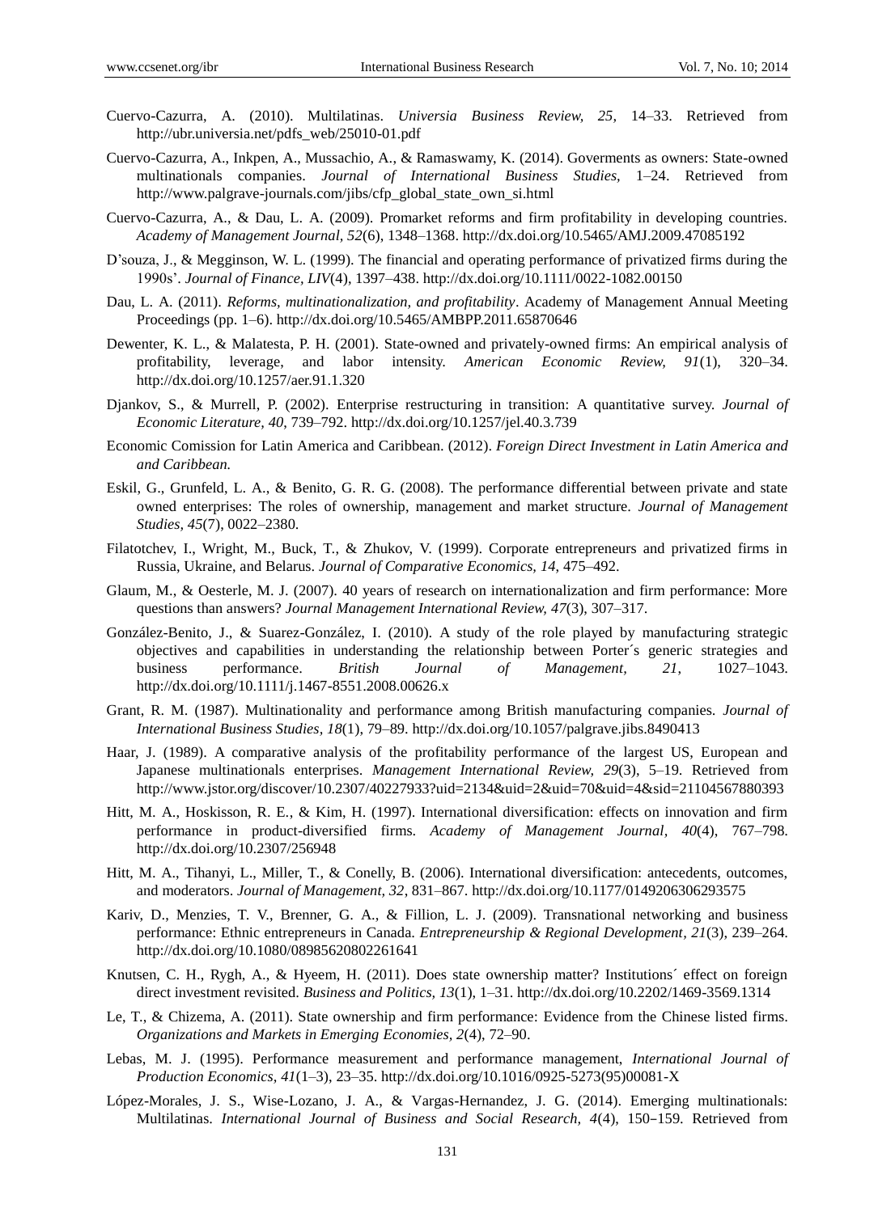Cuervo-Cazurra, A. (2010). Multilatinas. *Universia Business Review, 25*, 14–33. Retrieved from http://ubr.universia.net/pdfs_web/25010-01.pdf

Cuervo-Cazurra, A., Inkpen, A., Mussachio, A., & Ramaswamy, K. (2014). Goverments as owners: State-owned multinationals companies. *Journal of International Business Studies*, 1–24. Retrieved from http://www.palgrave-journals.com/jibs/cfp_global_state_own_si.html

Cuervo-Cazurra, A., & Dau, L. A. (2009). Promarket reforms and firm profitability in developing countries. *Academy of Management Journal, 52*(6), 1348–1368. http://dx.doi.org/10.5465/AMJ.2009.47085192

D'souza, J., & Megginson, W. L. (1999). The financial and operating performance of privatized firms during the 1990s'. *Journal of Finance, LIV*(4), 1397–438. http://dx.doi.org/10.1111/0022-1082.00150

Dau, L. A. (2011). *Reforms, multinationalization, and profitability*. Academy of Management Annual Meeting Proceedings (pp. 1–6). http://dx.doi.org/10.5465/AMBPP.2011.65870646

Dewenter, K. L., & Malatesta, P. H. (2001). State-owned and privately-owned firms: An empirical analysis of profitability, leverage, and labor intensity. *American Economic Review, 91*(1), 320–34. http://dx.doi.org/10.1257/aer.91.1.320

Djankov, S., & Murrell, P. (2002). Enterprise restructuring in transition: A quantitative survey. *Journal of Economic Literature, 40*, 739–792. http://dx.doi.org/10.1257/jel.40.3.739

Economic Comission for Latin America and Caribbean. (2012). *Foreign Direct Investment in Latin America and and Caribbean.*

Eskil, G., Grunfeld, L. A., & Benito, G. R. G. (2008). The performance differential between private and state owned enterprises: The roles of ownership, management and market structure. *Journal of Management Studies, 45*(7), 0022–2380.

Filatotchev, I., Wright, M., Buck, T., & Zhukov, V. (1999). Corporate entrepreneurs and privatized firms in Russia, Ukraine, and Belarus. *Journal of Comparative Economics, 14*, 475–492.

Glaum, M., & Oesterle, M. J. (2007). 40 years of research on internationalization and firm performance: More questions than answers? *Journal Management International Review, 47*(3), 307–317.

González-Benito, J., & Suarez-González, I. (2010). A study of the role played by manufacturing strategic objectives and capabilities in understanding the relationship between Porter´s generic strategies and business performance. *British Journal of Management, 21*, 1027–1043. http://dx.doi.org/10.1111/j.1467-8551.2008.00626.x

Grant, R. M. (1987). Multinationality and performance among British manufacturing companies. *Journal of International Business Studies, 18*(1), 79–89. http://dx.doi.org/10.1057/palgrave.jibs.8490413

Haar, J. (1989). A comparative analysis of the profitability performance of the largest US, European and Japanese multinationals enterprises. *Management International Review, 29*(3), 5–19. Retrieved from http://www.jstor.org/discover/10.2307/40227933?uid=2134&uid=2&uid=70&uid=4&sid=21104567880393

Hitt, M. A., Hoskisson, R. E., & Kim, H. (1997). International diversification: effects on innovation and firm performance in product-diversified firms. *Academy of Management Journal, 40*(4), 767–798. http://dx.doi.org/10.2307/256948

Hitt, M. A., Tihanyi, L., Miller, T., & Conelly, B. (2006). International diversification: antecedents, outcomes, and moderators. *Journal of Management, 32*, 831–867. http://dx.doi.org/10.1177/0149206306293575

Kariv, D., Menzies, T. V., Brenner, G. A., & Fillion, L. J. (2009). Transnational networking and business performance: Ethnic entrepreneurs in Canada. *Entrepreneurship & Regional Development, 21*(3), 239–264. http://dx.doi.org/10.1080/08985620802261641

Knutsen, C. H., Rygh, A., & Hyeem, H. (2011). Does state ownership matter? Institutions´ effect on foreign direct investment revisited. *Business and Politics, 13*(1), 1–31. http://dx.doi.org/10.2202/1469-3569.1314

Le, T., & Chizema, A. (2011). State ownership and firm performance: Evidence from the Chinese listed firms. *Organizations and Markets in Emerging Economies, 2*(4), 72–90.

Lebas, M. J. (1995). Performance measurement and performance management, *International Journal of Production Economics, 41*(1–3), 23–35. http://dx.doi.org/10.1016/0925-5273(95)00081-X

López-Morales, J. S., Wise-Lozano, J. A., & Vargas-Hernandez, J. G. (2014). Emerging multinationals: Multilatinas. *International Journal of Business and Social Research, 4*(4), 150–159. Retrieved from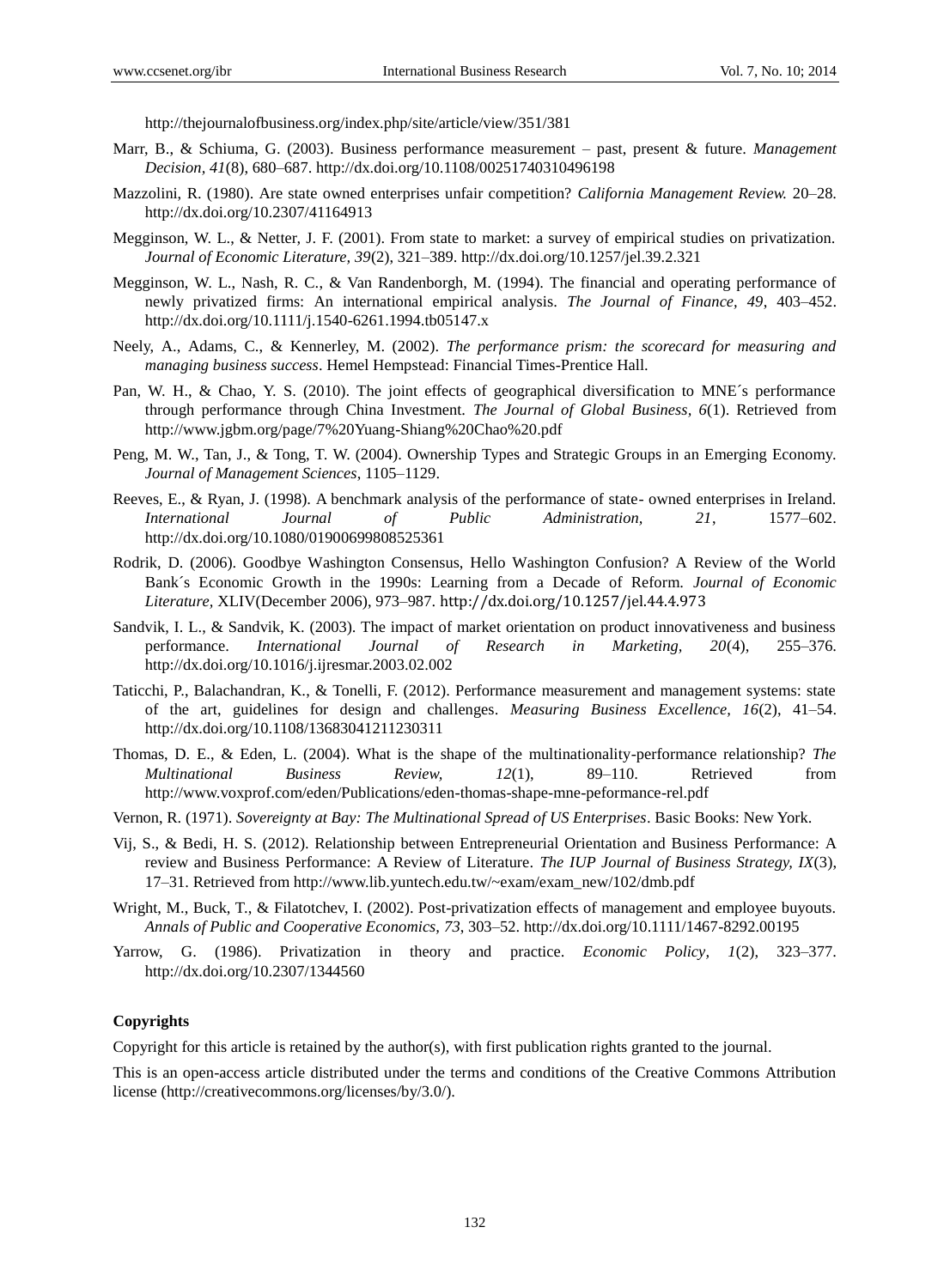http://thejournalofbusiness.org/index.php/site/article/view/351/381

Marr, B., & Schiuma, G. (2003). Business performance measurement – past, present & future. *Management Decision*, *41*(8), 680–687. http://dx.doi.org/10.1108/00251740310496198

Mazzolini, R. (1980). Are state owned enterprises unfair competition? *California Management Review.* 20–28. http://dx.doi.org/10.2307/41164913

Megginson, W. L., & Netter, J. F. (2001). From state to market: a survey of empirical studies on privatization. *Journal of Economic Literature, 39*(2), 321–389. http://dx.doi.org/10.1257/jel.39.2.321

Megginson, W. L., Nash, R. C., & Van Randenborgh, M. (1994). The financial and operating performance of newly privatized firms: An international empirical analysis. *The Journal of Finance, 49*, 403–452. http://dx.doi.org/10.1111/j.1540-6261.1994.tb05147.x

Neely, A., Adams, C., & Kennerley, M. (2002). *The performance prism: the scorecard for measuring and managing business success*. Hemel Hempstead: Financial Times-Prentice Hall.

Pan, W. H., & Chao, Y. S. (2010). The joint effects of geographical diversification to MNE´s performance through performance through China Investment. *The Journal of Global Business, 6*(1). Retrieved from http://www.jgbm.org/page/7%20Yuang-Shiang%20Chao%20.pdf

Peng, M. W., Tan, J., & Tong, T. W. (2004). Ownership Types and Strategic Groups in an Emerging Economy. *Journal of Management Sciences*, 1105–1129.

Reeves, E., & Ryan, J. (1998). A benchmark analysis of the performance of state- owned enterprises in Ireland. *International Journal of Public Administration, 21*, 1577–602. http://dx.doi.org/10.1080/01900699808525361

Rodrik, D. (2006). Goodbye Washington Consensus, Hello Washington Confusion? A Review of the World Bank´s Economic Growth in the 1990s: Learning from a Decade of Reform. *Journal of Economic Literature,* XLIV(December 2006), 973–987. http://dx.doi.org/10.1257/jel.44.4.973

Sandvik, I. L., & Sandvik, K. (2003). The impact of market orientation on product innovativeness and business performance. *International Journal of Research in Marketing, 20*(4), 255–376. http://dx.doi.org/10.1016/j.ijresmar.2003.02.002

Taticchi, P., Balachandran, K., & Tonelli, F. (2012). Performance measurement and management systems: state of the art, guidelines for design and challenges. *Measuring Business Excellence, 16*(2), 41–54. http://dx.doi.org/10.1108/13683041211230311

Thomas, D. E., & Eden, L. (2004). What is the shape of the multinationality-performance relationship? *The Multinational Business Review, 12*(1), 89–110. Retrieved from http://www.voxprof.com/eden/Publications/eden-thomas-shape-mne-peformance-rel.pdf

Vernon, R. (1971). *Sovereignty at Bay: The Multinational Spread of US Enterprises*. Basic Books: New York.

Vij, S., & Bedi, H. S. (2012). Relationship between Entrepreneurial Orientation and Business Performance: A review and Business Performance: A Review of Literature. *The IUP Journal of Business Strategy, IX*(3), 17–31. Retrieved from http://www.lib.yuntech.edu.tw/~exam/exam_new/102/dmb.pdf

Wright, M., Buck, T., & Filatotchev, I. (2002). Post-privatization effects of management and employee buyouts. *Annals of Public and Cooperative Economics, 73*, 303–52. http://dx.doi.org/10.1111/1467-8292.00195

Yarrow, G. (1986). Privatization in theory and practice. *Economic Policy, 1*(2), 323–377. http://dx.doi.org/10.2307/1344560

**Copyrights**

Copyright for this article is retained by the author(s), with first publication rights granted to the journal.

This is an open-access article distributed under the terms and conditions of the Creative Commons Attribution license (http://creativecommons.org/licenses/by/3.0/).